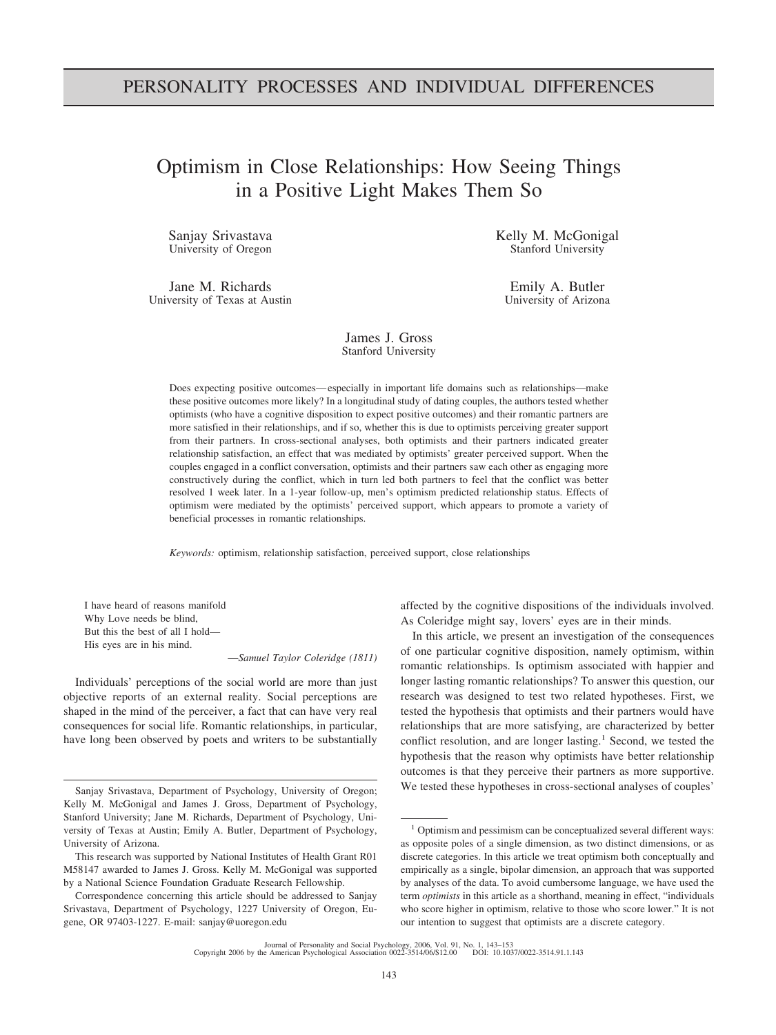PERSONALITY PROCESSES AND INDIVIDUAL DIFFERENCES

# Optimism in Close Relationships: How Seeing Things in a Positive Light Makes Them So

Sanjay Srivastava
University of Oregon

Kelly M. McGonigal
Stanford University

Jane M. Richards
University of Texas at Austin

Emily A. Butler
University of Arizona

James J. Gross
Stanford University

Does expecting positive outcomes—especially in important life domains such as relationships—make these positive outcomes more likely? In a longitudinal study of dating couples, the authors tested whether optimists (who have a cognitive disposition to expect positive outcomes) and their romantic partners are more satisfied in their relationships, and if so, whether this is due to optimists perceiving greater support from their partners. In cross-sectional analyses, both optimists and their partners indicated greater relationship satisfaction, an effect that was mediated by optimists' greater perceived support. When the couples engaged in a conflict conversation, optimists and their partners saw each other as engaging more constructively during the conflict, which in turn led both partners to feel that the conflict was better resolved 1 week later. In a 1-year follow-up, men's optimism predicted relationship status. Effects of optimism were mediated by the optimists' perceived support, which appears to promote a variety of beneficial processes in romantic relationships.

*Keywords:* optimism, relationship satisfaction, perceived support, close relationships

> I have heard of reasons manifold
> Why Love needs be blind,
> But this the best of all I hold—
> His eyes are in his mind.
>
> —*Samuel Taylor Coleridge (1811)*

Individuals' perceptions of the social world are more than just objective reports of an external reality. Social perceptions are shaped in the mind of the perceiver, a fact that can have very real consequences for social life. Romantic relationships, in particular, have long been observed by poets and writers to be substantially affected by the cognitive dispositions of the individuals involved. As Coleridge might say, lovers' eyes are in their minds.

In this article, we present an investigation of the consequences of one particular cognitive disposition, namely optimism, within romantic relationships. Is optimism associated with happier and longer lasting romantic relationships? To answer this question, our research was designed to test two related hypotheses. First, we tested the hypothesis that optimists and their partners would have relationships that are more satisfying, are characterized by better conflict resolution, and are longer lasting.[1] Second, we tested the hypothesis that the reason why optimists have better relationship outcomes is that they perceive their partners as more supportive. We tested these hypotheses in cross-sectional analyses of couples'

---

Sanjay Srivastava, Department of Psychology, University of Oregon; Kelly M. McGonigal and James J. Gross, Department of Psychology, Stanford University; Jane M. Richards, Department of Psychology, University of Texas at Austin; Emily A. Butler, Department of Psychology, University of Arizona.

This research was supported by National Institutes of Health Grant R01 M58147 awarded to James J. Gross. Kelly M. McGonigal was supported by a National Science Foundation Graduate Research Fellowship.

Correspondence concerning this article should be addressed to Sanjay Srivastava, Department of Psychology, 1227 University of Oregon, Eugene, OR 97403-1227. E-mail: sanjay@uoregon.edu

[1] Optimism and pessimism can be conceptualized several different ways: as opposite poles of a single dimension, as two distinct dimensions, or as discrete categories. In this article we treat optimism both conceptually and empirically as a single, bipolar dimension, an approach that was supported by analyses of the data. To avoid cumbersome language, we have used the term *optimists* in this article as a shorthand, meaning in effect, "individuals who score higher in optimism, relative to those who score lower." It is not our intention to suggest that optimists are a discrete category.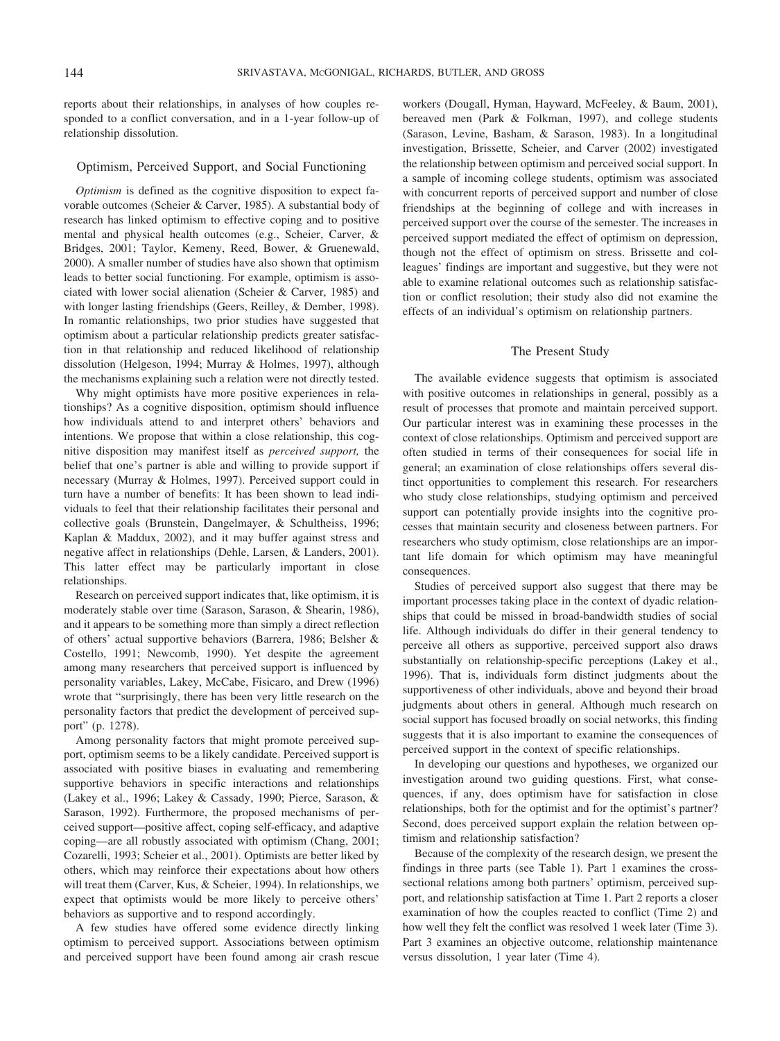reports about their relationships, in analyses of how couples responded to a conflict conversation, and in a 1-year follow-up of relationship dissolution.

## Optimism, Perceived Support, and Social Functioning

*Optimism* is defined as the cognitive disposition to expect favorable outcomes (Scheier & Carver, 1985). A substantial body of research has linked optimism to effective coping and to positive mental and physical health outcomes (e.g., Scheier, Carver, & Bridges, 2001; Taylor, Kemeny, Reed, Bower, & Gruenewald, 2000). A smaller number of studies have also shown that optimism leads to better social functioning. For example, optimism is associated with lower social alienation (Scheier & Carver, 1985) and with longer lasting friendships (Geers, Reilley, & Dember, 1998). In romantic relationships, two prior studies have suggested that optimism about a particular relationship predicts greater satisfaction in that relationship and reduced likelihood of relationship dissolution (Helgeson, 1994; Murray & Holmes, 1997), although the mechanisms explaining such a relation were not directly tested.

Why might optimists have more positive experiences in relationships? As a cognitive disposition, optimism should influence how individuals attend to and interpret others' behaviors and intentions. We propose that within a close relationship, this cognitive disposition may manifest itself as *perceived support,* the belief that one's partner is able and willing to provide support if necessary (Murray & Holmes, 1997). Perceived support could in turn have a number of benefits: It has been shown to lead individuals to feel that their relationship facilitates their personal and collective goals (Brunstein, Dangelmayer, & Schultheiss, 1996; Kaplan & Maddux, 2002), and it may buffer against stress and negative affect in relationships (Dehle, Larsen, & Landers, 2001). This latter effect may be particularly important in close relationships.

Research on perceived support indicates that, like optimism, it is moderately stable over time (Sarason, Sarason, & Shearin, 1986), and it appears to be something more than simply a direct reflection of others' actual supportive behaviors (Barrera, 1986; Belsher & Costello, 1991; Newcomb, 1990). Yet despite the agreement among many researchers that perceived support is influenced by personality variables, Lakey, McCabe, Fisicaro, and Drew (1996) wrote that "surprisingly, there has been very little research on the personality factors that predict the development of perceived support" (p. 1278).

Among personality factors that might promote perceived support, optimism seems to be a likely candidate. Perceived support is associated with positive biases in evaluating and remembering supportive behaviors in specific interactions and relationships (Lakey et al., 1996; Lakey & Cassady, 1990; Pierce, Sarason, & Sarason, 1992). Furthermore, the proposed mechanisms of perceived support—positive affect, coping self-efficacy, and adaptive coping—are all robustly associated with optimism (Chang, 2001; Cozarelli, 1993; Scheier et al., 2001). Optimists are better liked by others, which may reinforce their expectations about how others will treat them (Carver, Kus, & Scheier, 1994). In relationships, we expect that optimists would be more likely to perceive others' behaviors as supportive and to respond accordingly.

A few studies have offered some evidence directly linking optimism to perceived support. Associations between optimism and perceived support have been found among air crash rescue workers (Dougall, Hyman, Hayward, McFeeley, & Baum, 2001), bereaved men (Park & Folkman, 1997), and college students (Sarason, Levine, Basham, & Sarason, 1983). In a longitudinal investigation, Brissette, Scheier, and Carver (2002) investigated the relationship between optimism and perceived social support. In a sample of incoming college students, optimism was associated with concurrent reports of perceived support and number of close friendships at the beginning of college and with increases in perceived support over the course of the semester. The increases in perceived support mediated the effect of optimism on depression, though not the effect of optimism on stress. Brissette and colleagues' findings are important and suggestive, but they were not able to examine relational outcomes such as relationship satisfaction or conflict resolution; their study also did not examine the effects of an individual's optimism on relationship partners.

## The Present Study

The available evidence suggests that optimism is associated with positive outcomes in relationships in general, possibly as a result of processes that promote and maintain perceived support. Our particular interest was in examining these processes in the context of close relationships. Optimism and perceived support are often studied in terms of their consequences for social life in general; an examination of close relationships offers several distinct opportunities to complement this research. For researchers who study close relationships, studying optimism and perceived support can potentially provide insights into the cognitive processes that maintain security and closeness between partners. For researchers who study optimism, close relationships are an important life domain for which optimism may have meaningful consequences.

Studies of perceived support also suggest that there may be important processes taking place in the context of dyadic relationships that could be missed in broad-bandwidth studies of social life. Although individuals do differ in their general tendency to perceive all others as supportive, perceived support also draws substantially on relationship-specific perceptions (Lakey et al., 1996). That is, individuals form distinct judgments about the supportiveness of other individuals, above and beyond their broad judgments about others in general. Although much research on social support has focused broadly on social networks, this finding suggests that it is also important to examine the consequences of perceived support in the context of specific relationships.

In developing our questions and hypotheses, we organized our investigation around two guiding questions. First, what consequences, if any, does optimism have for satisfaction in close relationships, both for the optimist and for the optimist's partner? Second, does perceived support explain the relation between optimism and relationship satisfaction?

Because of the complexity of the research design, we present the findings in three parts (see Table 1). Part 1 examines the cross-sectional relations among both partners' optimism, perceived support, and relationship satisfaction at Time 1. Part 2 reports a closer examination of how the couples reacted to conflict (Time 2) and how well they felt the conflict was resolved 1 week later (Time 3). Part 3 examines an objective outcome, relationship maintenance versus dissolution, 1 year later (Time 4).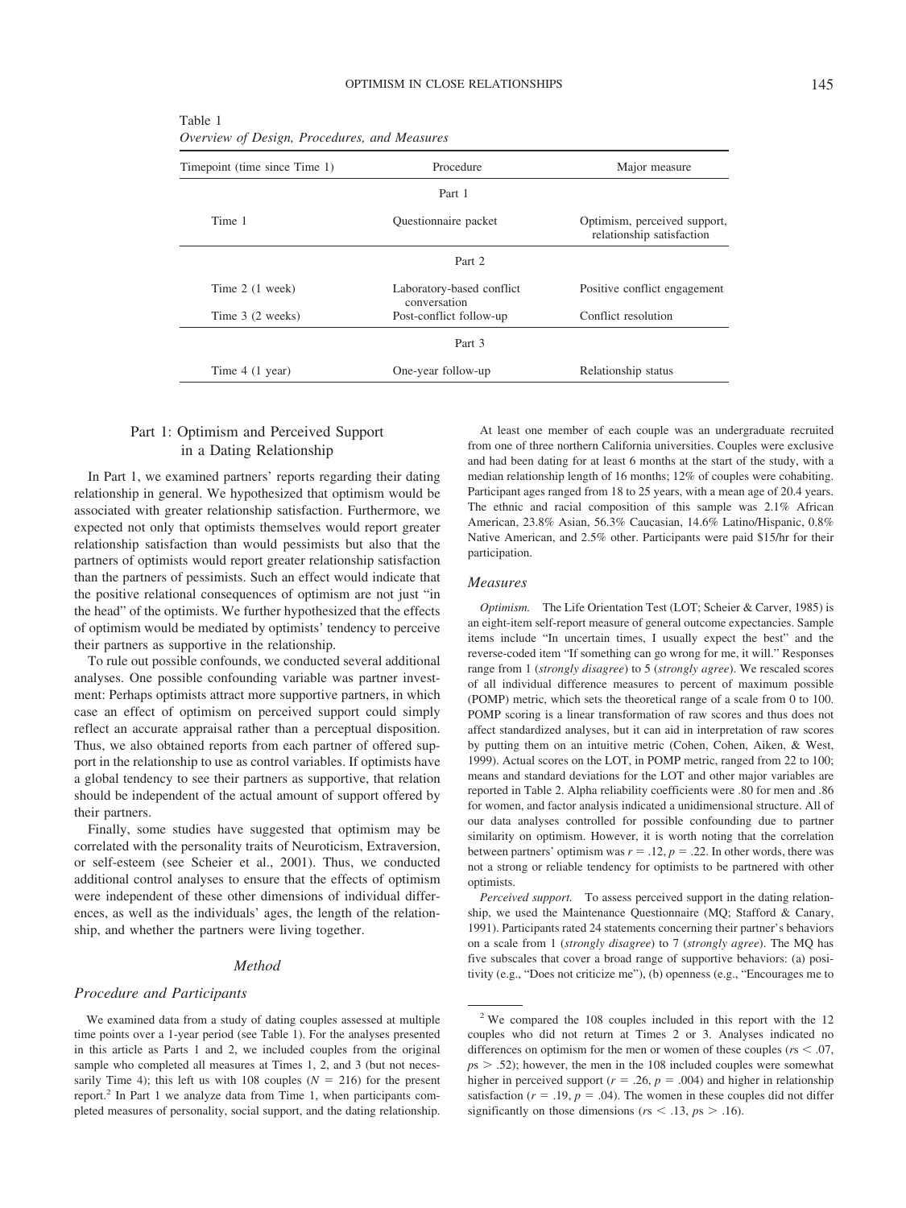Table 1

*Overview of Design, Procedures, and Measures*

| Timepoint (time since Time 1) | Procedure | Major measure |
|---|---|---|
| | Part 1 | |
| Time 1 | Questionnaire packet | Optimism, perceived support, relationship satisfaction |
| | Part 2 | |
| Time 2 (1 week) | Laboratory-based conflict conversation | Positive conflict engagement |
| Time 3 (2 weeks) | Post-conflict follow-up | Conflict resolution |
| | Part 3 | |
| Time 4 (1 year) | One-year follow-up | Relationship status |

## Part 1: Optimism and Perceived Support in a Dating Relationship

In Part 1, we examined partners' reports regarding their dating relationship in general. We hypothesized that optimism would be associated with greater relationship satisfaction. Furthermore, we expected not only that optimists themselves would report greater relationship satisfaction than would pessimists but also that the partners of optimists would report greater relationship satisfaction than the partners of pessimists. Such an effect would indicate that the positive relational consequences of optimism are not just "in the head" of the optimists. We further hypothesized that the effects of optimism would be mediated by optimists' tendency to perceive their partners as supportive in the relationship.

To rule out possible confounds, we conducted several additional analyses. One possible confounding variable was partner investment: Perhaps optimists attract more supportive partners, in which case an effect of optimism on perceived support could simply reflect an accurate appraisal rather than a perceptual disposition. Thus, we also obtained reports from each partner of offered support in the relationship to use as control variables. If optimists have a global tendency to see their partners as supportive, that relation should be independent of the actual amount of support offered by their partners.

Finally, some studies have suggested that optimism may be correlated with the personality traits of Neuroticism, Extraversion, or self-esteem (see Scheier et al., 2001). Thus, we conducted additional control analyses to ensure that the effects of optimism were independent of these other dimensions of individual differences, as well as the individuals' ages, the length of the relationship, and whether the partners were living together.

### Method

### *Procedure and Participants*

We examined data from a study of dating couples assessed at multiple time points over a 1-year period (see Table 1). For the analyses presented in this article as Parts 1 and 2, we included couples from the original sample who completed all measures at Times 1, 2, and 3 (but not necessarily Time 4); this left us with 108 couples ($N = 216$) for the present report.[2] In Part 1 we analyze data from Time 1, when participants completed measures of personality, social support, and the dating relationship.

At least one member of each couple was an undergraduate recruited from one of three northern California universities. Couples were exclusive and had been dating for at least 6 months at the start of the study, with a median relationship length of 16 months; 12% of couples were cohabiting. Participant ages ranged from 18 to 25 years, with a mean age of 20.4 years. The ethnic and racial composition of this sample was 2.1% African American, 23.8% Asian, 56.3% Caucasian, 14.6% Latino/Hispanic, 0.8% Native American, and 2.5% other. Participants were paid \$15/hr for their participation.

### *Measures*

*Optimism.* The Life Orientation Test (LOT; Scheier & Carver, 1985) is an eight-item self-report measure of general outcome expectancies. Sample items include "In uncertain times, I usually expect the best" and the reverse-coded item "If something can go wrong for me, it will." Responses range from 1 (*strongly disagree*) to 5 (*strongly agree*). We rescaled scores of all individual difference measures to percent of maximum possible (POMP) metric, which sets the theoretical range of a scale from 0 to 100. POMP scoring is a linear transformation of raw scores and thus does not affect standardized analyses, but it can aid in interpretation of raw scores by putting them on an intuitive metric (Cohen, Cohen, Aiken, & West, 1999). Actual scores on the LOT, in POMP metric, ranged from 22 to 100; means and standard deviations for the LOT and other major variables are reported in Table 2. Alpha reliability coefficients were .80 for men and .86 for women, and factor analysis indicated a unidimensional structure. All of our data analyses controlled for possible confounding due to partner similarity on optimism. However, it is worth noting that the correlation between partners' optimism was $r = .12$, $p = .22$. In other words, there was not a strong or reliable tendency for optimists to be partnered with other optimists.

*Perceived support.* To assess perceived support in the dating relationship, we used the Maintenance Questionnaire (MQ; Stafford & Canary, 1991). Participants rated 24 statements concerning their partner's behaviors on a scale from 1 (*strongly disagree*) to 7 (*strongly agree*). The MQ has five subscales that cover a broad range of supportive behaviors: (a) positivity (e.g., "Does not criticize me"), (b) openness (e.g., "Encourages me to

[2] We compared the 108 couples included in this report with the 12 couples who did not return at Times 2 or 3. Analyses indicated no differences on optimism for the men or women of these couples ($rs < .07$, $ps > .52$); however, the men in the 108 included couples were somewhat higher in perceived support ($r = .26$, $p = .004$) and higher in relationship satisfaction ($r = .19$, $p = .04$). The women in these couples did not differ significantly on those dimensions ($rs < .13$, $ps > .16$).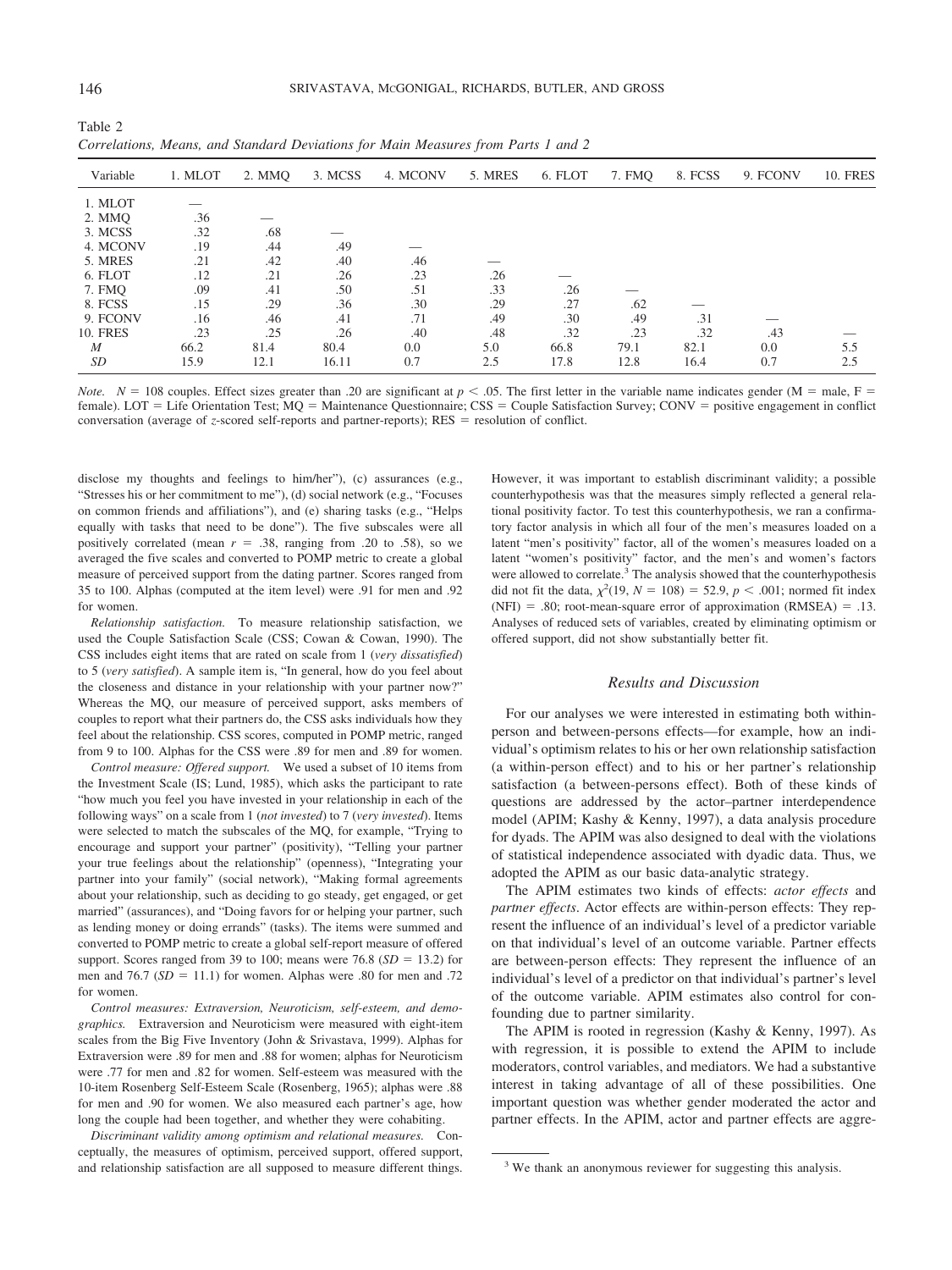Table 2
*Correlations, Means, and Standard Deviations for Main Measures from Parts 1 and 2*

| Variable | 1. MLOT | 2. MMQ | 3. MCSS | 4. MCONV | 5. MRES | 6. FLOT | 7. FMQ | 8. FCSS | 9. FCONV | 10. FRES |
|---|---|---|---|---|---|---|---|---|---|---|
| 1. MLOT | — | | | | | | | | | |
| 2. MMQ | .36 | — | | | | | | | | |
| 3. MCSS | .32 | .68 | — | | | | | | | |
| 4. MCONV | .19 | .44 | .49 | — | | | | | | |
| 5. MRES | .21 | .42 | .40 | .46 | — | | | | | |
| 6. FLOT | .12 | .21 | .26 | .23 | .26 | — | | | | |
| 7. FMQ | .09 | .41 | .50 | .51 | .33 | .26 | — | | | |
| 8. FCSS | .15 | .29 | .36 | .30 | .29 | .27 | .62 | — | | |
| 9. FCONV | .16 | .46 | .41 | .71 | .49 | .30 | .49 | .31 | — | |
| 10. FRES | .23 | .25 | .26 | .40 | .48 | .32 | .23 | .32 | .43 | — |
| *M* | 66.2 | 81.4 | 80.4 | 0.0 | 5.0 | 66.8 | 79.1 | 82.1 | 0.0 | 5.5 |
| *SD* | 15.9 | 12.1 | 16.11 | 0.7 | 2.5 | 17.8 | 12.8 | 16.4 | 0.7 | 2.5 |

*Note.* $N = 108$ couples. Effect sizes greater than .20 are significant at $p < .05$. The first letter in the variable name indicates gender (M = male, F = female). LOT = Life Orientation Test; MQ = Maintenance Questionnaire; CSS = Couple Satisfaction Survey; CONV = positive engagement in conflict conversation (average of *z*-scored self-reports and partner-reports); RES = resolution of conflict.

disclose my thoughts and feelings to him/her"), (c) assurances (e.g., "Stresses his or her commitment to me"), (d) social network (e.g., "Focuses on common friends and affiliations"), and (e) sharing tasks (e.g., "Helps equally with tasks that need to be done"). The five subscales were all positively correlated (mean $r = .38$, ranging from .20 to .58), so we averaged the five scales and converted to POMP metric to create a global measure of perceived support from the dating partner. Scores ranged from 35 to 100. Alphas (computed at the item level) were .91 for men and .92 for women.

*Relationship satisfaction.* To measure relationship satisfaction, we used the Couple Satisfaction Scale (CSS; Cowan & Cowan, 1990). The CSS includes eight items that are rated on scale from 1 (*very dissatisfied*) to 5 (*very satisfied*). A sample item is, "In general, how do you feel about the closeness and distance in your relationship with your partner now?" Whereas the MQ, our measure of perceived support, asks members of couples to report what their partners do, the CSS asks individuals how they feel about the relationship. CSS scores, computed in POMP metric, ranged from 9 to 100. Alphas for the CSS were .89 for men and .89 for women.

*Control measure: Offered support.* We used a subset of 10 items from the Investment Scale (IS; Lund, 1985), which asks the participant to rate "how much you feel you have invested in your relationship in each of the following ways" on a scale from 1 (*not invested*) to 7 (*very invested*). Items were selected to match the subscales of the MQ, for example, "Trying to encourage and support your partner" (positivity), "Telling your partner your true feelings about the relationship" (openness), "Integrating your partner into your family" (social network), "Making formal agreements about your relationship, such as deciding to go steady, get engaged, or get married" (assurances), and "Doing favors for or helping your partner, such as lending money or doing errands" (tasks). The items were summed and converted to POMP metric to create a global self-report measure of offered support. Scores ranged from 39 to 100; means were 76.8 ($SD = 13.2$) for men and 76.7 ($SD = 11.1$) for women. Alphas were .80 for men and .72 for women.

*Control measures: Extraversion, Neuroticism, self-esteem, and demographics.* Extraversion and Neuroticism were measured with eight-item scales from the Big Five Inventory (John & Srivastava, 1999). Alphas for Extraversion were .89 for men and .88 for women; alphas for Neuroticism were .77 for men and .82 for women. Self-esteem was measured with the 10-item Rosenberg Self-Esteem Scale (Rosenberg, 1965); alphas were .88 for men and .90 for women. We also measured each partner's age, how long the couple had been together, and whether they were cohabiting.

*Discriminant validity among optimism and relational measures.* Conceptually, the measures of optimism, perceived support, offered support, and relationship satisfaction are all supposed to measure different things. However, it was important to establish discriminant validity; a possible counterhypothesis was that the measures simply reflected a general relational positivity factor. To test this counterhypothesis, we ran a confirmatory factor analysis in which all four of the men's measures loaded on a latent "men's positivity" factor, all of the women's measures loaded on a latent "women's positivity" factor, and the men's and women's factors were allowed to correlate.[3] The analysis showed that the counterhypothesis did not fit the data, $\chi^2(19, N = 108) = 52.9$, $p < .001$; normed fit index (NFI) = .80; root-mean-square error of approximation (RMSEA) = .13. Analyses of reduced sets of variables, created by eliminating optimism or offered support, did not show substantially better fit.

## Results and Discussion

For our analyses we were interested in estimating both within-person and between-persons effects—for example, how an individual's optimism relates to his or her own relationship satisfaction (a within-person effect) and to his or her partner's relationship satisfaction (a between-persons effect). Both of these kinds of questions are addressed by the actor–partner interdependence model (APIM; Kashy & Kenny, 1997), a data analysis procedure for dyads. The APIM was also designed to deal with the violations of statistical independence associated with dyadic data. Thus, we adopted the APIM as our basic data-analytic strategy.

The APIM estimates two kinds of effects: *actor effects* and *partner effects*. Actor effects are within-person effects: They represent the influence of an individual's level of a predictor variable on that individual's level of an outcome variable. Partner effects are between-person effects: They represent the influence of an individual's level of a predictor on that individual's partner's level of the outcome variable. APIM estimates also control for confounding due to partner similarity.

The APIM is rooted in regression (Kashy & Kenny, 1997). As with regression, it is possible to extend the APIM to include moderators, control variables, and mediators. We had a substantive interest in taking advantage of all of these possibilities. One important question was whether gender moderated the actor and partner effects. In the APIM, actor and partner effects are aggre-

[3] We thank an anonymous reviewer for suggesting this analysis.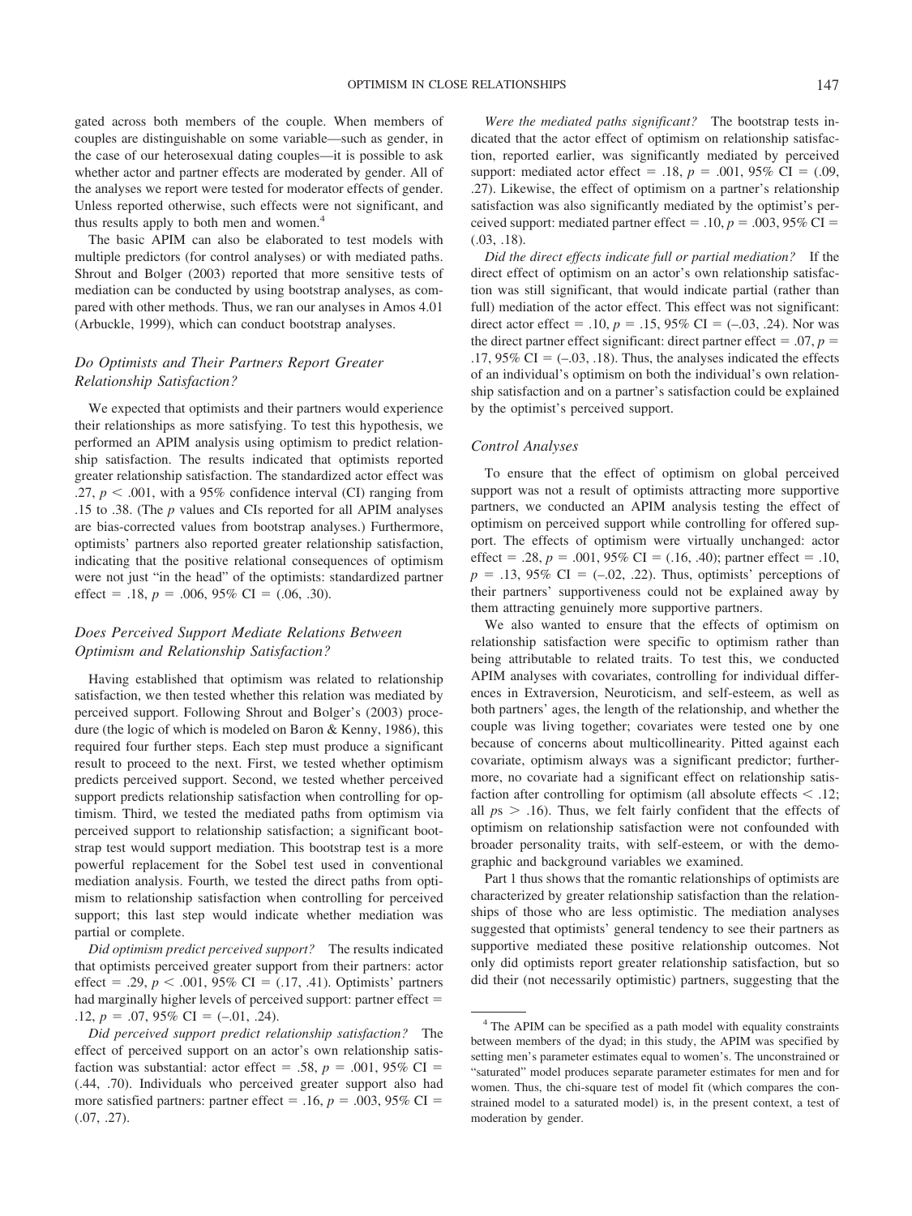gated across both members of the couple. When members of couples are distinguishable on some variable—such as gender, in the case of our heterosexual dating couples—it is possible to ask whether actor and partner effects are moderated by gender. All of the analyses we report were tested for moderator effects of gender. Unless reported otherwise, such effects were not significant, and thus results apply to both men and women.[4]

The basic APIM can also be elaborated to test models with multiple predictors (for control analyses) or with mediated paths. Shrout and Bolger (2003) reported that more sensitive tests of mediation can be conducted by using bootstrap analyses, as compared with other methods. Thus, we ran our analyses in Amos 4.01 (Arbuckle, 1999), which can conduct bootstrap analyses.

### *Do Optimists and Their Partners Report Greater Relationship Satisfaction?*

We expected that optimists and their partners would experience their relationships as more satisfying. To test this hypothesis, we performed an APIM analysis using optimism to predict relationship satisfaction. The results indicated that optimists reported greater relationship satisfaction. The standardized actor effect was .27, $p < .001$, with a 95% confidence interval (CI) ranging from .15 to .38. (The $p$ values and CIs reported for all APIM analyses are bias-corrected values from bootstrap analyses.) Furthermore, optimists' partners also reported greater relationship satisfaction, indicating that the positive relational consequences of optimism were not just "in the head" of the optimists: standardized partner effect = .18, $p = .006$, 95% CI = (.06, .30).

### *Does Perceived Support Mediate Relations Between Optimism and Relationship Satisfaction?*

Having established that optimism was related to relationship satisfaction, we then tested whether this relation was mediated by perceived support. Following Shrout and Bolger's (2003) procedure (the logic of which is modeled on Baron & Kenny, 1986), this required four further steps. Each step must produce a significant result to proceed to the next. First, we tested whether optimism predicts perceived support. Second, we tested whether perceived support predicts relationship satisfaction when controlling for optimism. Third, we tested the mediated paths from optimism via perceived support to relationship satisfaction; a significant bootstrap test would support mediation. This bootstrap test is a more powerful replacement for the Sobel test used in conventional mediation analysis. Fourth, we tested the direct paths from optimism to relationship satisfaction when controlling for perceived support; this last step would indicate whether mediation was partial or complete.

*Did optimism predict perceived support?* The results indicated that optimists perceived greater support from their partners: actor effect = .29, $p < .001$, 95% CI = (.17, .41). Optimists' partners had marginally higher levels of perceived support: partner effect = .12, $p = .07$, 95% CI = (–.01, .24).

*Did perceived support predict relationship satisfaction?* The effect of perceived support on an actor's own relationship satisfaction was substantial: actor effect = .58, $p = .001$, 95% CI = (.44, .70). Individuals who perceived greater support also had more satisfied partners: partner effect = .16, $p = .003$, 95% CI = (.07, .27).

*Were the mediated paths significant?* The bootstrap tests indicated that the actor effect of optimism on relationship satisfaction, reported earlier, was significantly mediated by perceived support: mediated actor effect = .18, $p = .001$, 95% CI = (.09, .27). Likewise, the effect of optimism on a partner's relationship satisfaction was also significantly mediated by the optimist's perceived support: mediated partner effect = .10, $p = .003$, 95% CI = (.03, .18).

*Did the direct effects indicate full or partial mediation?* If the direct effect of optimism on an actor's own relationship satisfaction was still significant, that would indicate partial (rather than full) mediation of the actor effect. This effect was not significant: direct actor effect = .10, $p = .15$, 95% CI = (–.03, .24). Nor was the direct partner effect significant: direct partner effect = .07, $p = .17$, 95% CI = (–.03, .18). Thus, the analyses indicated the effects of an individual's optimism on both the individual's own relationship satisfaction and on a partner's satisfaction could be explained by the optimist's perceived support.

### *Control Analyses*

To ensure that the effect of optimism on global perceived support was not a result of optimists attracting more supportive partners, we conducted an APIM analysis testing the effect of optimism on perceived support while controlling for offered support. The effects of optimism were virtually unchanged: actor effect = .28, $p = .001$, 95% CI = (.16, .40); partner effect = .10, $p = .13$, 95% CI = (–.02, .22). Thus, optimists' perceptions of their partners' supportiveness could not be explained away by them attracting genuinely more supportive partners.

We also wanted to ensure that the effects of optimism on relationship satisfaction were specific to optimism rather than being attributable to related traits. To test this, we conducted APIM analyses with covariates, controlling for individual differences in Extraversion, Neuroticism, and self-esteem, as well as both partners' ages, the length of the relationship, and whether the couple was living together; covariates were tested one by one because of concerns about multicollinearity. Pitted against each covariate, optimism always was a significant predictor; furthermore, no covariate had a significant effect on relationship satisfaction after controlling for optimism (all absolute effects $< .12$; all $p\text{s} > .16$). Thus, we felt fairly confident that the effects of optimism on relationship satisfaction were not confounded with broader personality traits, with self-esteem, or with the demographic and background variables we examined.

Part 1 thus shows that the romantic relationships of optimists are characterized by greater relationship satisfaction than the relationships of those who are less optimistic. The mediation analyses suggested that optimists' general tendency to see their partners as supportive mediated these positive relationship outcomes. Not only did optimists report greater relationship satisfaction, but so did their (not necessarily optimistic) partners, suggesting that the

[4] The APIM can be specified as a path model with equality constraints between members of the dyad; in this study, the APIM was specified by setting men's parameter estimates equal to women's. The unconstrained or "saturated" model produces separate parameter estimates for men and for women. Thus, the chi-square test of model fit (which compares the constrained model to a saturated model) is, in the present context, a test of moderation by gender.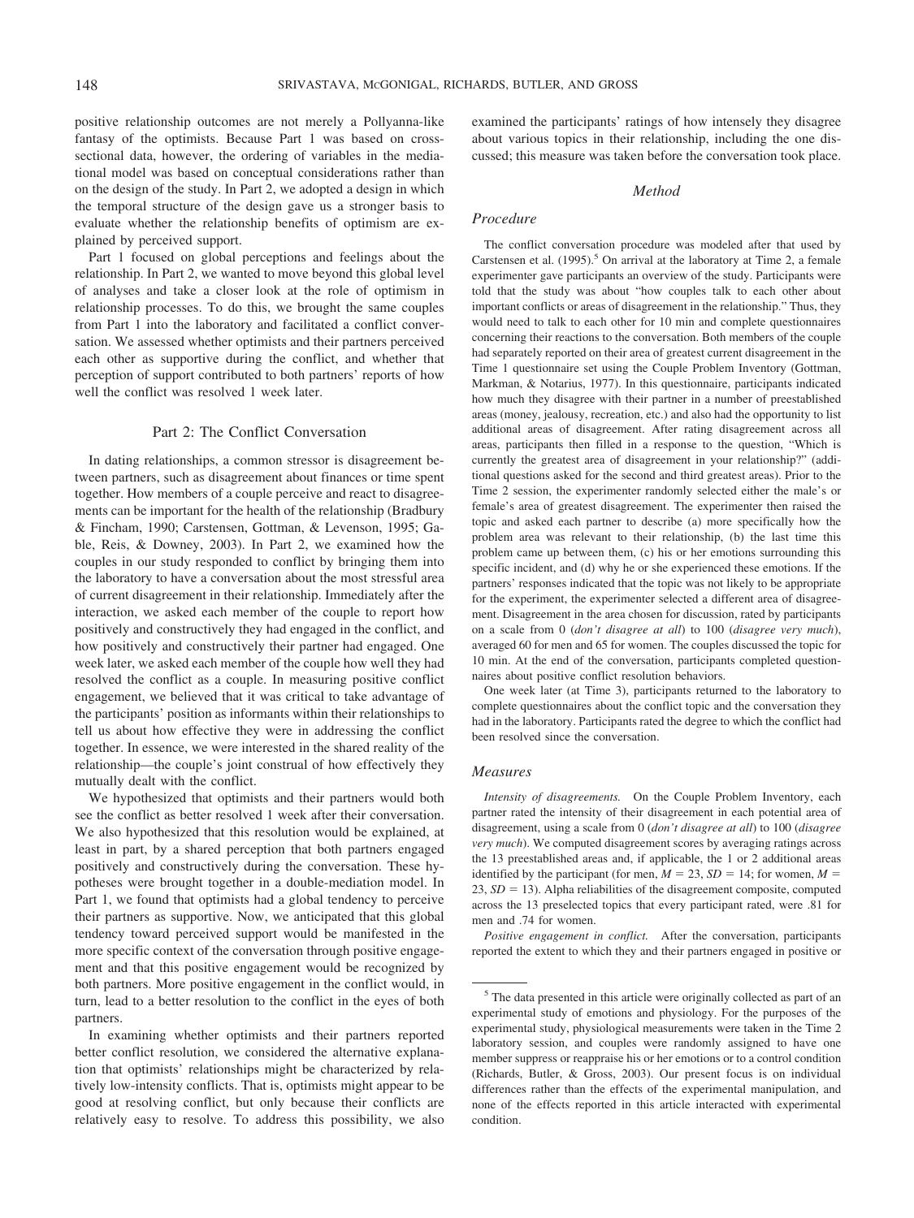positive relationship outcomes are not merely a Pollyanna-like fantasy of the optimists. Because Part 1 was based on cross-sectional data, however, the ordering of variables in the mediational model was based on conceptual considerations rather than on the design of the study. In Part 2, we adopted a design in which the temporal structure of the design gave us a stronger basis to evaluate whether the relationship benefits of optimism are explained by perceived support.

Part 1 focused on global perceptions and feelings about the relationship. In Part 2, we wanted to move beyond this global level of analyses and take a closer look at the role of optimism in relationship processes. To do this, we brought the same couples from Part 1 into the laboratory and facilitated a conflict conversation. We assessed whether optimists and their partners perceived each other as supportive during the conflict, and whether that perception of support contributed to both partners' reports of how well the conflict was resolved 1 week later.

## Part 2: The Conflict Conversation

In dating relationships, a common stressor is disagreement between partners, such as disagreement about finances or time spent together. How members of a couple perceive and react to disagreements can be important for the health of the relationship (Bradbury & Fincham, 1990; Carstensen, Gottman, & Levenson, 1995; Gable, Reis, & Downey, 2003). In Part 2, we examined how the couples in our study responded to conflict by bringing them into the laboratory to have a conversation about the most stressful area of current disagreement in their relationship. Immediately after the interaction, we asked each member of the couple to report how positively and constructively they had engaged in the conflict, and how positively and constructively their partner had engaged. One week later, we asked each member of the couple how well they had resolved the conflict as a couple. In measuring positive conflict engagement, we believed that it was critical to take advantage of the participants' position as informants within their relationships to tell us about how effective they were in addressing the conflict together. In essence, we were interested in the shared reality of the relationship—the couple's joint construal of how effectively they mutually dealt with the conflict.

We hypothesized that optimists and their partners would both see the conflict as better resolved 1 week after their conversation. We also hypothesized that this resolution would be explained, at least in part, by a shared perception that both partners engaged positively and constructively during the conversation. These hypotheses were brought together in a double-mediation model. In Part 1, we found that optimists had a global tendency to perceive their partners as supportive. Now, we anticipated that this global tendency toward perceived support would be manifested in the more specific context of the conversation through positive engagement and that this positive engagement would be recognized by both partners. More positive engagement in the conflict would, in turn, lead to a better resolution to the conflict in the eyes of both partners.

In examining whether optimists and their partners reported better conflict resolution, we considered the alternative explanation that optimists' relationships might be characterized by relatively low-intensity conflicts. That is, optimists might appear to be good at resolving conflict, but only because their conflicts are relatively easy to resolve. To address this possibility, we also examined the participants' ratings of how intensely they disagree about various topics in their relationship, including the one discussed; this measure was taken before the conversation took place.

### Method

#### Procedure

The conflict conversation procedure was modeled after that used by Carstensen et al. (1995).[5] On arrival at the laboratory at Time 2, a female experimenter gave participants an overview of the study. Participants were told that the study was about "how couples talk to each other about important conflicts or areas of disagreement in the relationship." Thus, they would need to talk to each other for 10 min and complete questionnaires concerning their reactions to the conversation. Both members of the couple had separately reported on their area of greatest current disagreement in the Time 1 questionnaire set using the Couple Problem Inventory (Gottman, Markman, & Notarius, 1977). In this questionnaire, participants indicated how much they disagree with their partner in a number of preestablished areas (money, jealousy, recreation, etc.) and also had the opportunity to list additional areas of disagreement. After rating disagreement across all areas, participants then filled in a response to the question, "Which is currently the greatest area of disagreement in your relationship?" (additional questions asked for the second and third greatest areas). Prior to the Time 2 session, the experimenter randomly selected either the male's or female's area of greatest disagreement. The experimenter then raised the topic and asked each partner to describe (a) more specifically how the problem area was relevant to their relationship, (b) the last time this problem came up between them, (c) his or her emotions surrounding this specific incident, and (d) why he or she experienced these emotions. If the partners' responses indicated that the topic was not likely to be appropriate for the experiment, the experimenter selected a different area of disagreement. Disagreement in the area chosen for discussion, rated by participants on a scale from 0 (*don't disagree at all*) to 100 (*disagree very much*), averaged 60 for men and 65 for women. The couples discussed the topic for 10 min. At the end of the conversation, participants completed questionnaires about positive conflict resolution behaviors.

One week later (at Time 3), participants returned to the laboratory to complete questionnaires about the conflict topic and the conversation they had in the laboratory. Participants rated the degree to which the conflict had been resolved since the conversation.

#### Measures

*Intensity of disagreements.* On the Couple Problem Inventory, each partner rated the intensity of their disagreement in each potential area of disagreement, using a scale from 0 (*don't disagree at all*) to 100 (*disagree very much*). We computed disagreement scores by averaging ratings across the 13 preestablished areas and, if applicable, the 1 or 2 additional areas identified by the participant (for men, $M = 23$, $SD = 14$; for women, $M = 23$, $SD = 13$). Alpha reliabilities of the disagreement composite, computed across the 13 preselected topics that every participant rated, were .81 for men and .74 for women.

*Positive engagement in conflict.* After the conversation, participants reported the extent to which they and their partners engaged in positive or

[5] The data presented in this article were originally collected as part of an experimental study of emotions and physiology. For the purposes of the experimental study, physiological measurements were taken in the Time 2 laboratory session, and couples were randomly assigned to have one member suppress or reappraise his or her emotions or to a control condition (Richards, Butler, & Gross, 2003). Our present focus is on individual differences rather than the effects of the experimental manipulation, and none of the effects reported in this article interacted with experimental condition.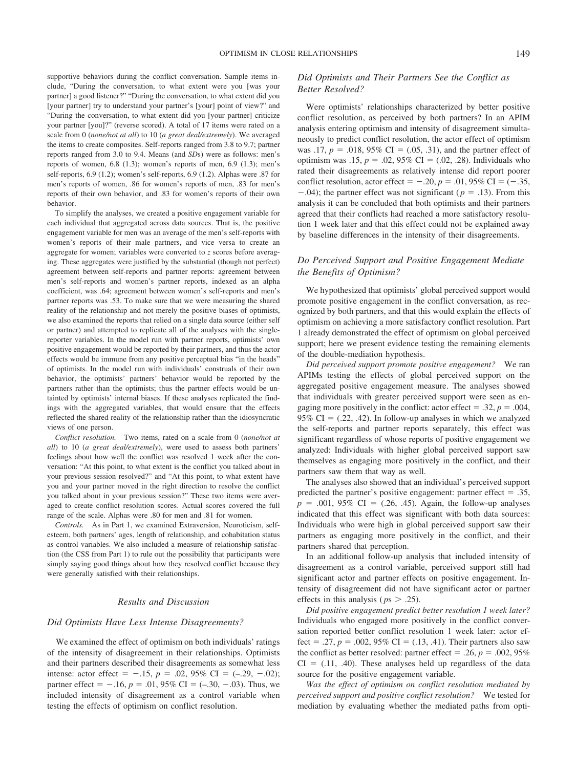supportive behaviors during the conflict conversation. Sample items include, "During the conversation, to what extent were you [was your partner] a good listener?" "During the conversation, to what extent did you [your partner] try to understand your partner's [your] point of view?" and "During the conversation, to what extent did you [your partner] criticize your partner [you]?" (reverse scored). A total of 17 items were rated on a scale from 0 (*none/not at all*) to 10 (*a great deal/extremely*). We averaged the items to create composites. Self-reports ranged from 3.8 to 9.7; partner reports ranged from 3.0 to 9.4. Means (and *SD*s) were as follows: men's reports of women, 6.8 (1.3); women's reports of men, 6.9 (1.3); men's self-reports, 6.9 (1.2); women's self-reports, 6.9 (1.2). Alphas were .87 for men's reports of women, .86 for women's reports of men, .83 for men's reports of their own behavior, and .83 for women's reports of their own behavior.

To simplify the analyses, we created a positive engagement variable for each individual that aggregated across data sources. That is, the positive engagement variable for men was an average of the men's self-reports with women's reports of their male partners, and vice versa to create an aggregate for women; variables were converted to *z* scores before averaging. These aggregates were justified by the substantial (though not perfect) agreement between self-reports and partner reports: agreement between men's self-reports and women's partner reports, indexed as an alpha coefficient, was .64; agreement between women's self-reports and men's partner reports was .53. To make sure that we were measuring the shared reality of the relationship and not merely the positive biases of optimists, we also examined the reports that relied on a single data source (either self or partner) and attempted to replicate all of the analyses with the single-reporter variables. In the model run with partner reports, optimists' own positive engagement would be reported by their partners, and thus the actor effects would be immune from any positive perceptual bias "in the heads" of optimists. In the model run with individuals' construals of their own behavior, the optimists' partners' behavior would be reported by the partners rather than the optimists; thus the partner effects would be untainted by optimists' internal biases. If these analyses replicated the findings with the aggregated variables, that would ensure that the effects reflected the shared reality of the relationship rather than the idiosyncratic views of one person.

*Conflict resolution.* Two items, rated on a scale from 0 (*none/not at all*) to 10 (*a great deal/extremely*), were used to assess both partners' feelings about how well the conflict was resolved 1 week after the conversation: "At this point, to what extent is the conflict you talked about in your previous session resolved?" and "At this point, to what extent have you and your partner moved in the right direction to resolve the conflict you talked about in your previous session?" These two items were averaged to create conflict resolution scores. Actual scores covered the full range of the scale. Alphas were .80 for men and .81 for women.

*Controls.* As in Part 1, we examined Extraversion, Neuroticism, self-esteem, both partners' ages, length of relationship, and cohabitation status as control variables. We also included a measure of relationship satisfaction (the CSS from Part 1) to rule out the possibility that participants were simply saying good things about how they resolved conflict because they were generally satisfied with their relationships.

## Results and Discussion

### Did Optimists Have Less Intense Disagreements?

We examined the effect of optimism on both individuals' ratings of the intensity of disagreement in their relationships. Optimists and their partners described their disagreements as somewhat less intense: actor effect = −.15, $p$ = .02, 95% CI = (–.29, −.02); partner effect = −.16, $p$ = .01, 95% CI = (–.30, −.03). Thus, we included intensity of disagreement as a control variable when testing the effects of optimism on conflict resolution.

### Did Optimists and Their Partners See the Conflict as Better Resolved?

Were optimists' relationships characterized by better positive conflict resolution, as perceived by both partners? In an APIM analysis entering optimism and intensity of disagreement simultaneously to predict conflict resolution, the actor effect of optimism was .17, $p$ = .018, 95% CI = (.05, .31), and the partner effect of optimism was .15, $p$ = .02, 95% CI = (.02, .28). Individuals who rated their disagreements as relatively intense did report poorer conflict resolution, actor effect = −.20, $p$ = .01, 95% CI = (−.35, −.04); the partner effect was not significant ($p$ = .13). From this analysis it can be concluded that both optimists and their partners agreed that their conflicts had reached a more satisfactory resolution 1 week later and that this effect could not be explained away by baseline differences in the intensity of their disagreements.

### Do Perceived Support and Positive Engagement Mediate the Benefits of Optimism?

We hypothesized that optimists' global perceived support would promote positive engagement in the conflict conversation, as recognized by both partners, and that this would explain the effects of optimism on achieving a more satisfactory conflict resolution. Part 1 already demonstrated the effect of optimism on global perceived support; here we present evidence testing the remaining elements of the double-mediation hypothesis.

*Did perceived support promote positive engagement?* We ran APIMs testing the effects of global perceived support on the aggregated positive engagement measure. The analyses showed that individuals with greater perceived support were seen as engaging more positively in the conflict: actor effect = .32, $p$ = .004, 95% CI = (.22, .42). In follow-up analyses in which we analyzed the self-reports and partner reports separately, this effect was significant regardless of whose reports of positive engagement we analyzed: Individuals with higher global perceived support saw themselves as engaging more positively in the conflict, and their partners saw them that way as well.

The analyses also showed that an individual's perceived support predicted the partner's positive engagement: partner effect = .35, $p$ = .001, 95% CI = (.26, .45). Again, the follow-up analyses indicated that this effect was significant with both data sources: Individuals who were high in global perceived support saw their partners as engaging more positively in the conflict, and their partners shared that perception.

In an additional follow-up analysis that included intensity of disagreement as a control variable, perceived support still had significant actor and partner effects on positive engagement. Intensity of disagreement did not have significant actor or partner effects in this analysis ($p$s > .25).

*Did positive engagement predict better resolution 1 week later?* Individuals who engaged more positively in the conflict conversation reported better conflict resolution 1 week later: actor effect = .27, $p$ = .002, 95% CI = (.13, .41). Their partners also saw the conflict as better resolved: partner effect = .26, $p$ = .002, 95% CI = (.11, .40). These analyses held up regardless of the data source for the positive engagement variable.

*Was the effect of optimism on conflict resolution mediated by perceived support and positive conflict resolution?* We tested for mediation by evaluating whether the mediated paths from opti-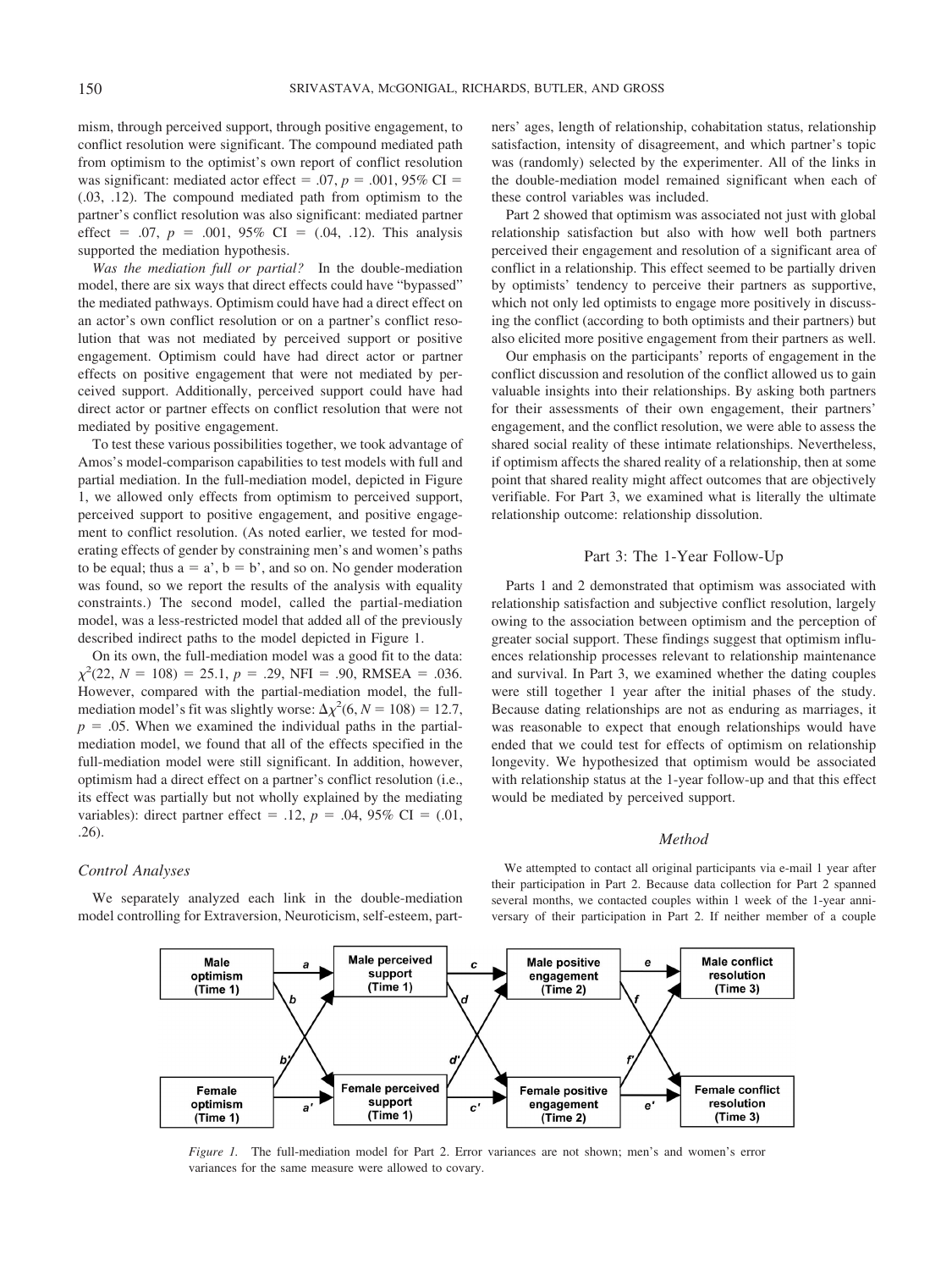mism, through perceived support, through positive engagement, to conflict resolution were significant. The compound mediated path from optimism to the optimist's own report of conflict resolution was significant: mediated actor effect = .07, $p$ = .001, 95% CI = (.03, .12). The compound mediated path from optimism to the partner's conflict resolution was also significant: mediated partner effect = .07, $p$ = .001, 95% CI = (.04, .12). This analysis supported the mediation hypothesis.

*Was the mediation full or partial?* In the double-mediation model, there are six ways that direct effects could have "bypassed" the mediated pathways. Optimism could have had a direct effect on an actor's own conflict resolution or on a partner's conflict resolution that was not mediated by perceived support or positive engagement. Optimism could have had direct actor or partner effects on positive engagement that were not mediated by perceived support. Additionally, perceived support could have had direct actor or partner effects on conflict resolution that were not mediated by positive engagement.

To test these various possibilities together, we took advantage of Amos's model-comparison capabilities to test models with full and partial mediation. In the full-mediation model, depicted in Figure 1, we allowed only effects from optimism to perceived support, perceived support to positive engagement, and positive engagement to conflict resolution. (As noted earlier, we tested for moderating effects of gender by constraining men's and women's paths to be equal; thus a = a', b = b', and so on. No gender moderation was found, so we report the results of the analysis with equality constraints.) The second model, called the partial-mediation model, was a less-restricted model that added all of the previously described indirect paths to the model depicted in Figure 1.

On its own, the full-mediation model was a good fit to the data: $\chi^2(22, N = 108) = 25.1$, $p$ = .29, NFI = .90, RMSEA = .036. However, compared with the partial-mediation model, the full-mediation model's fit was slightly worse: $\Delta\chi^2(6, N = 108) = 12.7$, $p$ = .05. When we examined the individual paths in the partial-mediation model, we found that all of the effects specified in the full-mediation model were still significant. In addition, however, optimism had a direct effect on a partner's conflict resolution (i.e., its effect was partially but not wholly explained by the mediating variables): direct partner effect = .12, $p$ = .04, 95% CI = (.01, .26).

### Control Analyses

We separately analyzed each link in the double-mediation model controlling for Extraversion, Neuroticism, self-esteem, partners' ages, length of relationship, cohabitation status, relationship satisfaction, intensity of disagreement, and which partner's topic was (randomly) selected by the experimenter. All of the links in the double-mediation model remained significant when each of these control variables was included.

Part 2 showed that optimism was associated not just with global relationship satisfaction but also with how well both partners perceived their engagement and resolution of a significant area of conflict in a relationship. This effect seemed to be partially driven by optimists' tendency to perceive their partners as supportive, which not only led optimists to engage more positively in discussing the conflict (according to both optimists and their partners) but also elicited more positive engagement from their partners as well.

Our emphasis on the participants' reports of engagement in the conflict discussion and resolution of the conflict allowed us to gain valuable insights into their relationships. By asking both partners for their assessments of their own engagement, their partners' engagement, and the conflict resolution, we were able to assess the shared social reality of these intimate relationships. Nevertheless, if optimism affects the shared reality of a relationship, then at some point that shared reality might affect outcomes that are objectively verifiable. For Part 3, we examined what is literally the ultimate relationship outcome: relationship dissolution.

## Part 3: The 1-Year Follow-Up

Parts 1 and 2 demonstrated that optimism was associated with relationship satisfaction and subjective conflict resolution, largely owing to the association between optimism and the perception of greater social support. These findings suggest that optimism influences relationship processes relevant to relationship maintenance and survival. In Part 3, we examined whether the dating couples were still together 1 year after the initial phases of the study. Because dating relationships are not as enduring as marriages, it was reasonable to expect that enough relationships would have ended that we could test for effects of optimism on relationship longevity. We hypothesized that optimism would be associated with relationship status at the 1-year follow-up and that this effect would be mediated by perceived support.

### Method

We attempted to contact all original participants via e-mail 1 year after their participation in Part 2. Because data collection for Part 2 spanned several months, we contacted couples within 1 week of the 1-year anniversary of their participation in Part 2. If neither member of a couple

Male optimism (Time 1)
a
Male perceived support (Time 1)
c
Male positive engagement (Time 2)
e
Male conflict resolution (Time 3)
b
d
f
b'
d'
f'
Female optimism (Time 1)
a'
Female perceived support (Time 1)
c'
Female positive engagement (Time 2)
e'
Female conflict resolution (Time 3)

*Figure 1.* The full-mediation model for Part 2. Error variances are not shown; men's and women's error variances for the same measure were allowed to covary.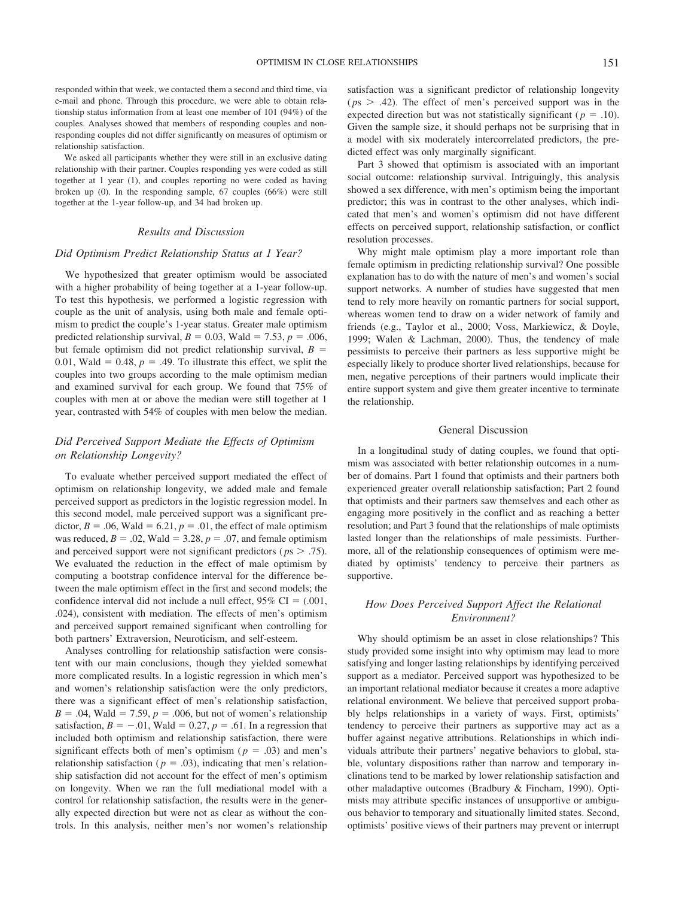responded within that week, we contacted them a second and third time, via e-mail and phone. Through this procedure, we were able to obtain relationship status information from at least one member of 101 (94%) of the couples. Analyses showed that members of responding couples and nonresponding couples did not differ significantly on measures of optimism or relationship satisfaction.

We asked all participants whether they were still in an exclusive dating relationship with their partner. Couples responding yes were coded as still together at 1 year (1), and couples reporting no were coded as having broken up (0). In the responding sample, 67 couples (66%) were still together at the 1-year follow-up, and 34 had broken up.

### *Results and Discussion*

#### *Did Optimism Predict Relationship Status at 1 Year?*

We hypothesized that greater optimism would be associated with a higher probability of being together at a 1-year follow-up. To test this hypothesis, we performed a logistic regression with couple as the unit of analysis, using both male and female optimism to predict the couple's 1-year status. Greater male optimism predicted relationship survival, $B = 0.03$, Wald $= 7.53$, $p = .006$, but female optimism did not predict relationship survival, $B = 0.01$, Wald $= 0.48$, $p = .49$. To illustrate this effect, we split the couples into two groups according to the male optimism median and examined survival for each group. We found that 75% of couples with men at or above the median were still together at 1 year, contrasted with 54% of couples with men below the median.

#### *Did Perceived Support Mediate the Effects of Optimism on Relationship Longevity?*

To evaluate whether perceived support mediated the effect of optimism on relationship longevity, we added male and female perceived support as predictors in the logistic regression model. In this second model, male perceived support was a significant predictor, $B = .06$, Wald $= 6.21$, $p = .01$, the effect of male optimism was reduced, $B = .02$, Wald $= 3.28$, $p = .07$, and female optimism and perceived support were not significant predictors ($ps > .75$). We evaluated the reduction in the effect of male optimism by computing a bootstrap confidence interval for the difference between the male optimism effect in the first and second models; the confidence interval did not include a null effect, 95% CI $=$ (.001, .024), consistent with mediation. The effects of men's optimism and perceived support remained significant when controlling for both partners' Extraversion, Neuroticism, and self-esteem.

Analyses controlling for relationship satisfaction were consistent with our main conclusions, though they yielded somewhat more complicated results. In a logistic regression in which men's and women's relationship satisfaction were the only predictors, there was a significant effect of men's relationship satisfaction, $B = .04$, Wald $= 7.59$, $p = .006$, but not of women's relationship satisfaction, $B = -.01$, Wald $= 0.27$, $p = .61$. In a regression that included both optimism and relationship satisfaction, there were significant effects both of men's optimism ($p = .03$) and men's relationship satisfaction ($p = .03$), indicating that men's relationship satisfaction did not account for the effect of men's optimism on longevity. When we ran the full mediational model with a control for relationship satisfaction, the results were in the generally expected direction but were not as clear as without the controls. In this analysis, neither men's nor women's relationship satisfaction was a significant predictor of relationship longevity ($ps > .42$). The effect of men's perceived support was in the expected direction but was not statistically significant ($p = .10$). Given the sample size, it should perhaps not be surprising that in a model with six moderately intercorrelated predictors, the predicted effect was only marginally significant.

Part 3 showed that optimism is associated with an important social outcome: relationship survival. Intriguingly, this analysis showed a sex difference, with men's optimism being the important predictor; this was in contrast to the other analyses, which indicated that men's and women's optimism did not have different effects on perceived support, relationship satisfaction, or conflict resolution processes.

Why might male optimism play a more important role than female optimism in predicting relationship survival? One possible explanation has to do with the nature of men's and women's social support networks. A number of studies have suggested that men tend to rely more heavily on romantic partners for social support, whereas women tend to draw on a wider network of family and friends (e.g., Taylor et al., 2000; Voss, Markiewicz, & Doyle, 1999; Walen & Lachman, 2000). Thus, the tendency of male pessimists to perceive their partners as less supportive might be especially likely to produce shorter lived relationships, because for men, negative perceptions of their partners would implicate their entire support system and give them greater incentive to terminate the relationship.

## General Discussion

In a longitudinal study of dating couples, we found that optimism was associated with better relationship outcomes in a number of domains. Part 1 found that optimists and their partners both experienced greater overall relationship satisfaction; Part 2 found that optimists and their partners saw themselves and each other as engaging more positively in the conflict and as reaching a better resolution; and Part 3 found that the relationships of male optimists lasted longer than the relationships of male pessimists. Furthermore, all of the relationship consequences of optimism were mediated by optimists' tendency to perceive their partners as supportive.

### *How Does Perceived Support Affect the Relational Environment?*

Why should optimism be an asset in close relationships? This study provided some insight into why optimism may lead to more satisfying and longer lasting relationships by identifying perceived support as a mediator. Perceived support was hypothesized to be an important relational mediator because it creates a more adaptive relational environment. We believe that perceived support probably helps relationships in a variety of ways. First, optimists' tendency to perceive their partners as supportive may act as a buffer against negative attributions. Relationships in which individuals attribute their partners' negative behaviors to global, stable, voluntary dispositions rather than narrow and temporary inclinations tend to be marked by lower relationship satisfaction and other maladaptive outcomes (Bradbury & Fincham, 1990). Optimists may attribute specific instances of unsupportive or ambiguous behavior to temporary and situationally limited states. Second, optimists' positive views of their partners may prevent or interrupt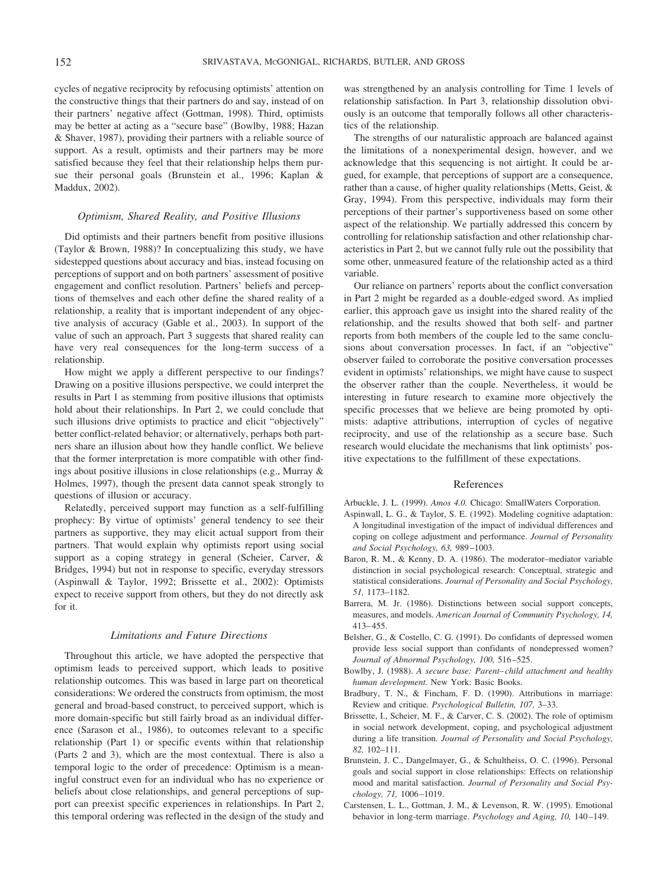cycles of negative reciprocity by refocusing optimists' attention on the constructive things that their partners do and say, instead of on their partners' negative affect (Gottman, 1998). Third, optimists may be better at acting as a "secure base" (Bowlby, 1988; Hazan & Shaver, 1987), providing their partners with a reliable source of support. As a result, optimists and their partners may be more satisfied because they feel that their relationship helps them pursue their personal goals (Brunstein et al., 1996; Kaplan & Maddux, 2002).

### *Optimism, Shared Reality, and Positive Illusions*

Did optimists and their partners benefit from positive illusions (Taylor & Brown, 1988)? In conceptualizing this study, we have sidestepped questions about accuracy and bias, instead focusing on perceptions of support and on both partners' assessment of positive engagement and conflict resolution. Partners' beliefs and perceptions of themselves and each other define the shared reality of a relationship, a reality that is important independent of any objective analysis of accuracy (Gable et al., 2003). In support of the value of such an approach, Part 3 suggests that shared reality can have very real consequences for the long-term success of a relationship.

How might we apply a different perspective to our findings? Drawing on a positive illusions perspective, we could interpret the results in Part 1 as stemming from positive illusions that optimists hold about their relationships. In Part 2, we could conclude that such illusions drive optimists to practice and elicit "objectively" better conflict-related behavior; or alternatively, perhaps both partners share an illusion about how they handle conflict. We believe that the former interpretation is more compatible with other findings about positive illusions in close relationships (e.g., Murray & Holmes, 1997), though the present data cannot speak strongly to questions of illusion or accuracy.

Relatedly, perceived support may function as a self-fulfilling prophecy: By virtue of optimists' general tendency to see their partners as supportive, they may elicit actual support from their partners. That would explain why optimists report using social support as a coping strategy in general (Scheier, Carver, & Bridges, 1994) but not in response to specific, everyday stressors (Aspinwall & Taylor, 1992; Brissette et al., 2002): Optimists expect to receive support from others, but they do not directly ask for it.

### *Limitations and Future Directions*

Throughout this article, we have adopted the perspective that optimism leads to perceived support, which leads to positive relationship outcomes. This was based in large part on theoretical considerations: We ordered the constructs from optimism, the most general and broad-based construct, to perceived support, which is more domain-specific but still fairly broad as an individual difference (Sarason et al., 1986), to outcomes relevant to a specific relationship (Part 1) or specific events within that relationship (Parts 2 and 3), which are the most contextual. There is also a temporal logic to the order of precedence: Optimism is a meaningful construct even for an individual who has no experience or beliefs about close relationships, and general perceptions of support can preexist specific experiences in relationships. In Part 2, this temporal ordering was reflected in the design of the study and was strengthened by an analysis controlling for Time 1 levels of relationship satisfaction. In Part 3, relationship dissolution obviously is an outcome that temporally follows all other characteristics of the relationship.

The strengths of our naturalistic approach are balanced against the limitations of a nonexperimental design, however, and we acknowledge that this sequencing is not airtight. It could be argued, for example, that perceptions of support are a consequence, rather than a cause, of higher quality relationships (Metts, Geist, & Gray, 1994). From this perspective, individuals may form their perceptions of their partner's supportiveness based on some other aspect of the relationship. We partially addressed this concern by controlling for relationship satisfaction and other relationship characteristics in Part 2, but we cannot fully rule out the possibility that some other, unmeasured feature of the relationship acted as a third variable.

Our reliance on partners' reports about the conflict conversation in Part 2 might be regarded as a double-edged sword. As implied earlier, this approach gave us insight into the shared reality of the relationship, and the results showed that both self- and partner reports from both members of the couple led to the same conclusions about conversation processes. In fact, if an "objective" observer failed to corroborate the positive conversation processes evident in optimists' relationships, we might have cause to suspect the observer rather than the couple. Nevertheless, it would be interesting in future research to examine more objectively the specific processes that we believe are being promoted by optimists: adaptive attributions, interruption of cycles of negative reciprocity, and use of the relationship as a secure base. Such research would elucidate the mechanisms that link optimists' positive expectations to the fulfillment of these expectations.

## References

Arbuckle, J. L. (1999). *Amos 4.0.* Chicago: SmallWaters Corporation.

Aspinwall, L. G., & Taylor, S. E. (1992). Modeling cognitive adaptation: A longitudinal investigation of the impact of individual differences and coping on college adjustment and performance. *Journal of Personality and Social Psychology, 63,* 989–1003.

Baron, R. M., & Kenny, D. A. (1986). The moderator–mediator variable distinction in social psychological research: Conceptual, strategic and statistical considerations. *Journal of Personality and Social Psychology, 51,* 1173–1182.

Barrera, M. Jr. (1986). Distinctions between social support concepts, measures, and models. *American Journal of Community Psychology, 14,* 413–455.

Belsher, G., & Costello, C. G. (1991). Do confidants of depressed women provide less social support than confidants of nondepressed women? *Journal of Abnormal Psychology, 100,* 516–525.

Bowlby, J. (1988). *A secure base: Parent–child attachment and healthy human development.* New York: Basic Books.

Bradbury, T. N., & Fincham, F. D. (1990). Attributions in marriage: Review and critique. *Psychological Bulletin, 107,* 3–33.

Brissette, I., Scheier, M. F., & Carver, C. S. (2002). The role of optimism in social network development, coping, and psychological adjustment during a life transition. *Journal of Personality and Social Psychology, 82,* 102–111.

Brunstein, J. C., Dangelmayer, G., & Schultheiss, O. C. (1996). Personal goals and social support in close relationships: Effects on relationship mood and marital satisfaction. *Journal of Personality and Social Psychology, 71,* 1006–1019.

Carstensen, L. L., Gottman, J. M., & Levenson, R. W. (1995). Emotional behavior in long-term marriage. *Psychology and Aging, 10,* 140–149.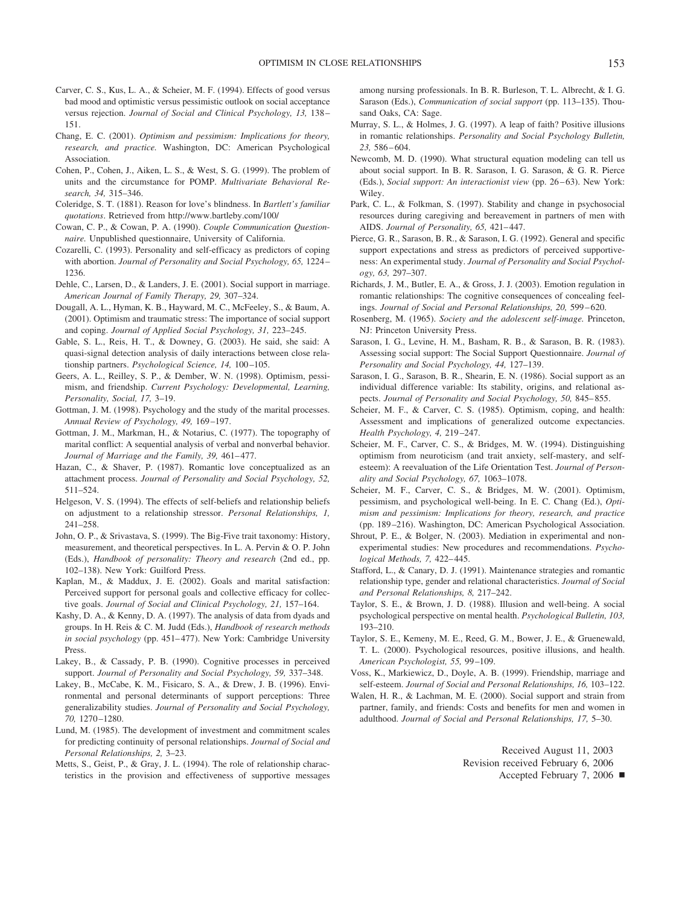Carver, C. S., Kus, L. A., & Scheier, M. F. (1994). Effects of good versus bad mood and optimistic versus pessimistic outlook on social acceptance versus rejection. *Journal of Social and Clinical Psychology, 13,* 138–151.

Chang, E. C. (2001). *Optimism and pessimism: Implications for theory, research, and practice.* Washington, DC: American Psychological Association.

Cohen, P., Cohen, J., Aiken, L. S., & West, S. G. (1999). The problem of units and the circumstance for POMP. *Multivariate Behavioral Research, 34,* 315–346.

Coleridge, S. T. (1881). Reason for love's blindness. In *Bartlett's familiar quotations*. Retrieved from http://www.bartleby.com/100/

Cowan, C. P., & Cowan, P. A. (1990). *Couple Communication Questionnaire.* Unpublished questionnaire, University of California.

Cozarelli, C. (1993). Personality and self-efficacy as predictors of coping with abortion. *Journal of Personality and Social Psychology, 65,* 1224–1236.

Dehle, C., Larsen, D., & Landers, J. E. (2001). Social support in marriage. *American Journal of Family Therapy, 29,* 307–324.

Dougall, A. L., Hyman, K. B., Hayward, M. C., McFeeley, S., & Baum, A. (2001). Optimism and traumatic stress: The importance of social support and coping. *Journal of Applied Social Psychology, 31,* 223–245.

Gable, S. L., Reis, H. T., & Downey, G. (2003). He said, she said: A quasi-signal detection analysis of daily interactions between close relationship partners. *Psychological Science, 14,* 100–105.

Geers, A. L., Reilley, S. P., & Dember, W. N. (1998). Optimism, pessimism, and friendship. *Current Psychology: Developmental, Learning, Personality, Social, 17,* 3–19.

Gottman, J. M. (1998). Psychology and the study of the marital processes. *Annual Review of Psychology, 49,* 169–197.

Gottman, J. M., Markman, H., & Notarius, C. (1977). The topography of marital conflict: A sequential analysis of verbal and nonverbal behavior. *Journal of Marriage and the Family, 39,* 461–477.

Hazan, C., & Shaver, P. (1987). Romantic love conceptualized as an attachment process. *Journal of Personality and Social Psychology, 52,* 511–524.

Helgeson, V. S. (1994). The effects of self-beliefs and relationship beliefs on adjustment to a relationship stressor. *Personal Relationships, 1,* 241–258.

John, O. P., & Srivastava, S. (1999). The Big-Five trait taxonomy: History, measurement, and theoretical perspectives. In L. A. Pervin & O. P. John (Eds.), *Handbook of personality: Theory and research* (2nd ed., pp. 102–138). New York: Guilford Press.

Kaplan, M., & Maddux, J. E. (2002). Goals and marital satisfaction: Perceived support for personal goals and collective efficacy for collective goals. *Journal of Social and Clinical Psychology, 21,* 157–164.

Kashy, D. A., & Kenny, D. A. (1997). The analysis of data from dyads and groups. In H. Reis & C. M. Judd (Eds.), *Handbook of research methods in social psychology* (pp. 451–477). New York: Cambridge University Press.

Lakey, B., & Cassady, P. B. (1990). Cognitive processes in perceived support. *Journal of Personality and Social Psychology, 59,* 337–348.

Lakey, B., McCabe, K. M., Fisicaro, S. A., & Drew, J. B. (1996). Environmental and personal determinants of support perceptions: Three generalizability studies. *Journal of Personality and Social Psychology, 70,* 1270–1280.

Lund, M. (1985). The development of investment and commitment scales for predicting continuity of personal relationships. *Journal of Social and Personal Relationships, 2,* 3–23.

Metts, S., Geist, P., & Gray, J. L. (1994). The role of relationship characteristics in the provision and effectiveness of supportive messages among nursing professionals. In B. R. Burleson, T. L. Albrecht, & I. G. Sarason (Eds.), *Communication of social support* (pp. 113–135). Thousand Oaks, CA: Sage.

Murray, S. L., & Holmes, J. G. (1997). A leap of faith? Positive illusions in romantic relationships. *Personality and Social Psychology Bulletin, 23,* 586–604.

Newcomb, M. D. (1990). What structural equation modeling can tell us about social support. In B. R. Sarason, I. G. Sarason, & G. R. Pierce (Eds.), *Social support: An interactionist view* (pp. 26–63). New York: Wiley.

Park, C. L., & Folkman, S. (1997). Stability and change in psychosocial resources during caregiving and bereavement in partners of men with AIDS. *Journal of Personality, 65,* 421–447.

Pierce, G. R., Sarason, B. R., & Sarason, I. G. (1992). General and specific support expectations and stress as predictors of perceived supportiveness: An experimental study. *Journal of Personality and Social Psychology, 63,* 297–307.

Richards, J. M., Butler, E. A., & Gross, J. J. (2003). Emotion regulation in romantic relationships: The cognitive consequences of concealing feelings. *Journal of Social and Personal Relationships, 20,* 599–620.

Rosenberg, M. (1965). *Society and the adolescent self-image.* Princeton, NJ: Princeton University Press.

Sarason, I. G., Levine, H. M., Basham, R. B., & Sarason, B. R. (1983). Assessing social support: The Social Support Questionnaire. *Journal of Personality and Social Psychology, 44,* 127–139.

Sarason, I. G., Sarason, B. R., Shearin, E. N. (1986). Social support as an individual difference variable: Its stability, origins, and relational aspects. *Journal of Personality and Social Psychology, 50,* 845–855.

Scheier, M. F., & Carver, C. S. (1985). Optimism, coping, and health: Assessment and implications of generalized outcome expectancies. *Health Psychology, 4,* 219–247.

Scheier, M. F., Carver, C. S., & Bridges, M. W. (1994). Distinguishing optimism from neuroticism (and trait anxiety, self-mastery, and self-esteem): A reevaluation of the Life Orientation Test. *Journal of Personality and Social Psychology, 67,* 1063–1078.

Scheier, M. F., Carver, C. S., & Bridges, M. W. (2001). Optimism, pessimism, and psychological well-being. In E. C. Chang (Ed.), *Optimism and pessimism: Implications for theory, research, and practice* (pp. 189–216). Washington, DC: American Psychological Association.

Shrout, P. E., & Bolger, N. (2003). Mediation in experimental and nonexperimental studies: New procedures and recommendations. *Psychological Methods, 7,* 422–445.

Stafford, L., & Canary, D. J. (1991). Maintenance strategies and romantic relationship type, gender and relational characteristics. *Journal of Social and Personal Relationships, 8,* 217–242.

Taylor, S. E., & Brown, J. D. (1988). Illusion and well-being. A social psychological perspective on mental health. *Psychological Bulletin, 103,* 193–210.

Taylor, S. E., Kemeny, M. E., Reed, G. M., Bower, J. E., & Gruenewald, T. L. (2000). Psychological resources, positive illusions, and health. *American Psychologist, 55,* 99–109.

Voss, K., Markiewicz, D., Doyle, A. B. (1999). Friendship, marriage and self-esteem. *Journal of Social and Personal Relationships, 16,* 103–122.

Walen, H. R., & Lachman, M. E. (2000). Social support and strain from partner, family, and friends: Costs and benefits for men and women in adulthood. *Journal of Social and Personal Relationships, 17,* 5–30.

Received August 11, 2003
Revision received February 6, 2006
Accepted February 7, 2006 ■